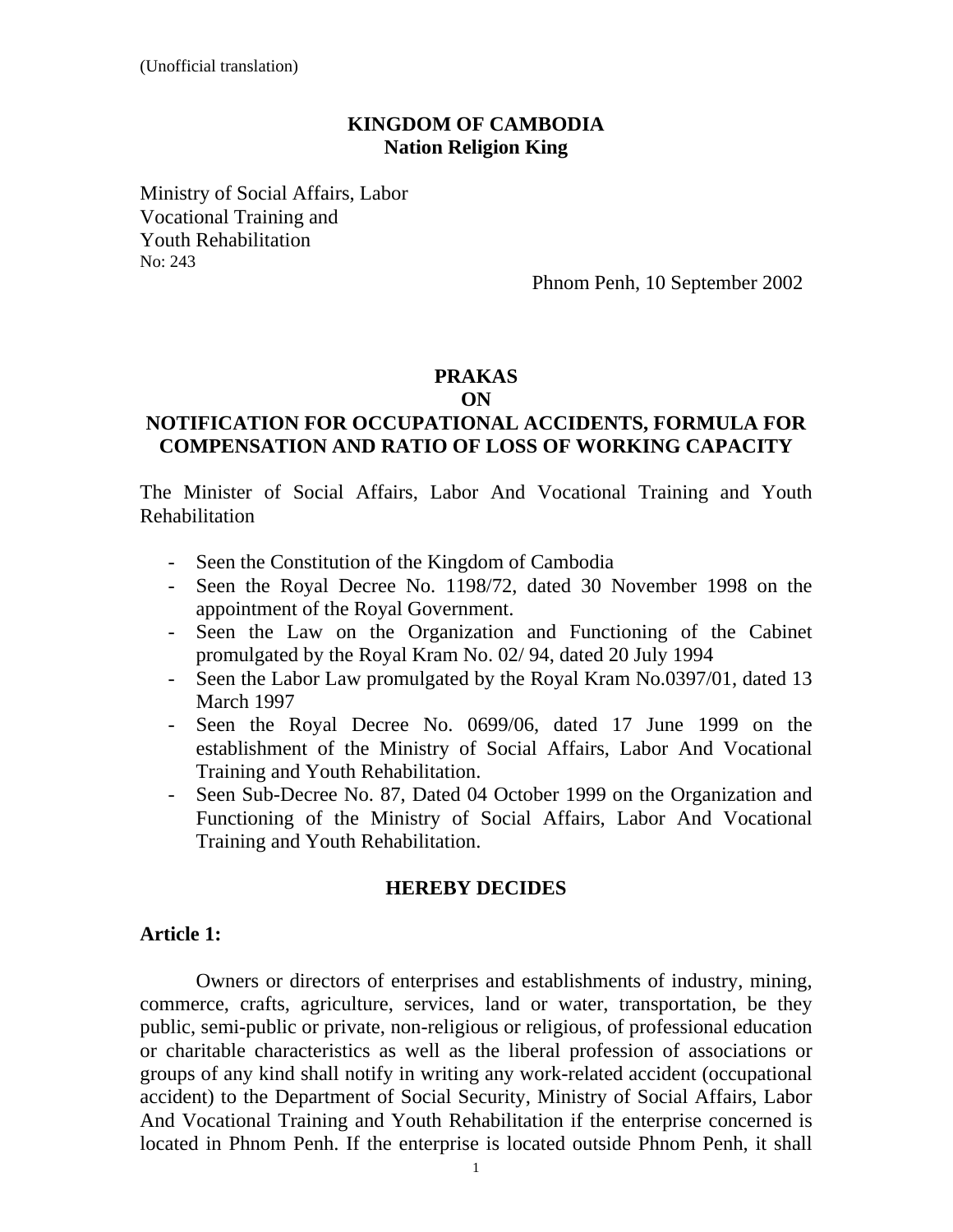(Unofficial translation)

**KINGDOM OF CAMBODIA**
**Nation Religion King**

Ministry of Social Affairs, Labor
Vocational Training and
Youth Rehabilitation
No: 243

Phnom Penh, 10 September 2002

# PRAKAS
# ON
# NOTIFICATION FOR OCCUPATIONAL ACCIDENTS, FORMULA FOR COMPENSATION AND RATIO OF LOSS OF WORKING CAPACITY

The Minister of Social Affairs, Labor And Vocational Training and Youth Rehabilitation

- Seen the Constitution of the Kingdom of Cambodia
- Seen the Royal Decree No. 1198/72, dated 30 November 1998 on the appointment of the Royal Government.
- Seen the Law on the Organization and Functioning of the Cabinet promulgated by the Royal Kram No. 02/ 94, dated 20 July 1994
- Seen the Labor Law promulgated by the Royal Kram No.0397/01, dated 13 March 1997
- Seen the Royal Decree No. 0699/06, dated 17 June 1999 on the establishment of the Ministry of Social Affairs, Labor And Vocational Training and Youth Rehabilitation.
- Seen Sub-Decree No. 87, Dated 04 October 1999 on the Organization and Functioning of the Ministry of Social Affairs, Labor And Vocational Training and Youth Rehabilitation.

**HEREBY DECIDES**

**Article 1:**

Owners or directors of enterprises and establishments of industry, mining, commerce, crafts, agriculture, services, land or water, transportation, be they public, semi-public or private, non-religious or religious, of professional education or charitable characteristics as well as the liberal profession of associations or groups of any kind shall notify in writing any work-related accident (occupational accident) to the Department of Social Security, Ministry of Social Affairs, Labor And Vocational Training and Youth Rehabilitation if the enterprise concerned is located in Phnom Penh. If the enterprise is located outside Phnom Penh, it shall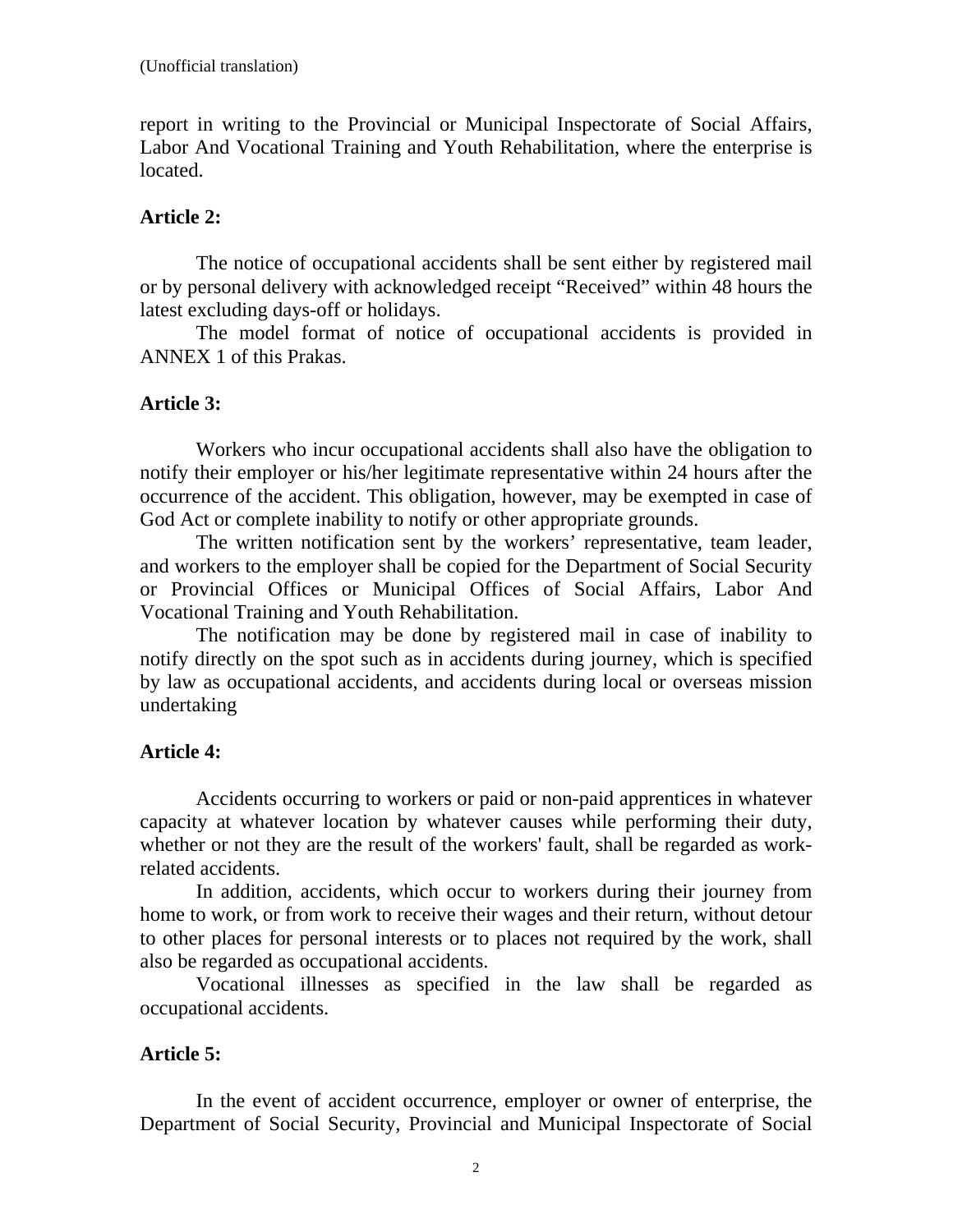report in writing to the Provincial or Municipal Inspectorate of Social Affairs, Labor And Vocational Training and Youth Rehabilitation, where the enterprise is located.

**Article 2:**

The notice of occupational accidents shall be sent either by registered mail or by personal delivery with acknowledged receipt "Received" within 48 hours the latest excluding days-off or holidays.

The model format of notice of occupational accidents is provided in ANNEX 1 of this Prakas.

**Article 3:**

Workers who incur occupational accidents shall also have the obligation to notify their employer or his/her legitimate representative within 24 hours after the occurrence of the accident. This obligation, however, may be exempted in case of God Act or complete inability to notify or other appropriate grounds.

The written notification sent by the workers' representative, team leader, and workers to the employer shall be copied for the Department of Social Security or Provincial Offices or Municipal Offices of Social Affairs, Labor And Vocational Training and Youth Rehabilitation.

The notification may be done by registered mail in case of inability to notify directly on the spot such as in accidents during journey, which is specified by law as occupational accidents, and accidents during local or overseas mission undertaking

**Article 4:**

Accidents occurring to workers or paid or non-paid apprentices in whatever capacity at whatever location by whatever causes while performing their duty, whether or not they are the result of the workers' fault, shall be regarded as work-related accidents.

In addition, accidents, which occur to workers during their journey from home to work, or from work to receive their wages and their return, without detour to other places for personal interests or to places not required by the work, shall also be regarded as occupational accidents.

Vocational illnesses as specified in the law shall be regarded as occupational accidents.

**Article 5:**

In the event of accident occurrence, employer or owner of enterprise, the Department of Social Security, Provincial and Municipal Inspectorate of Social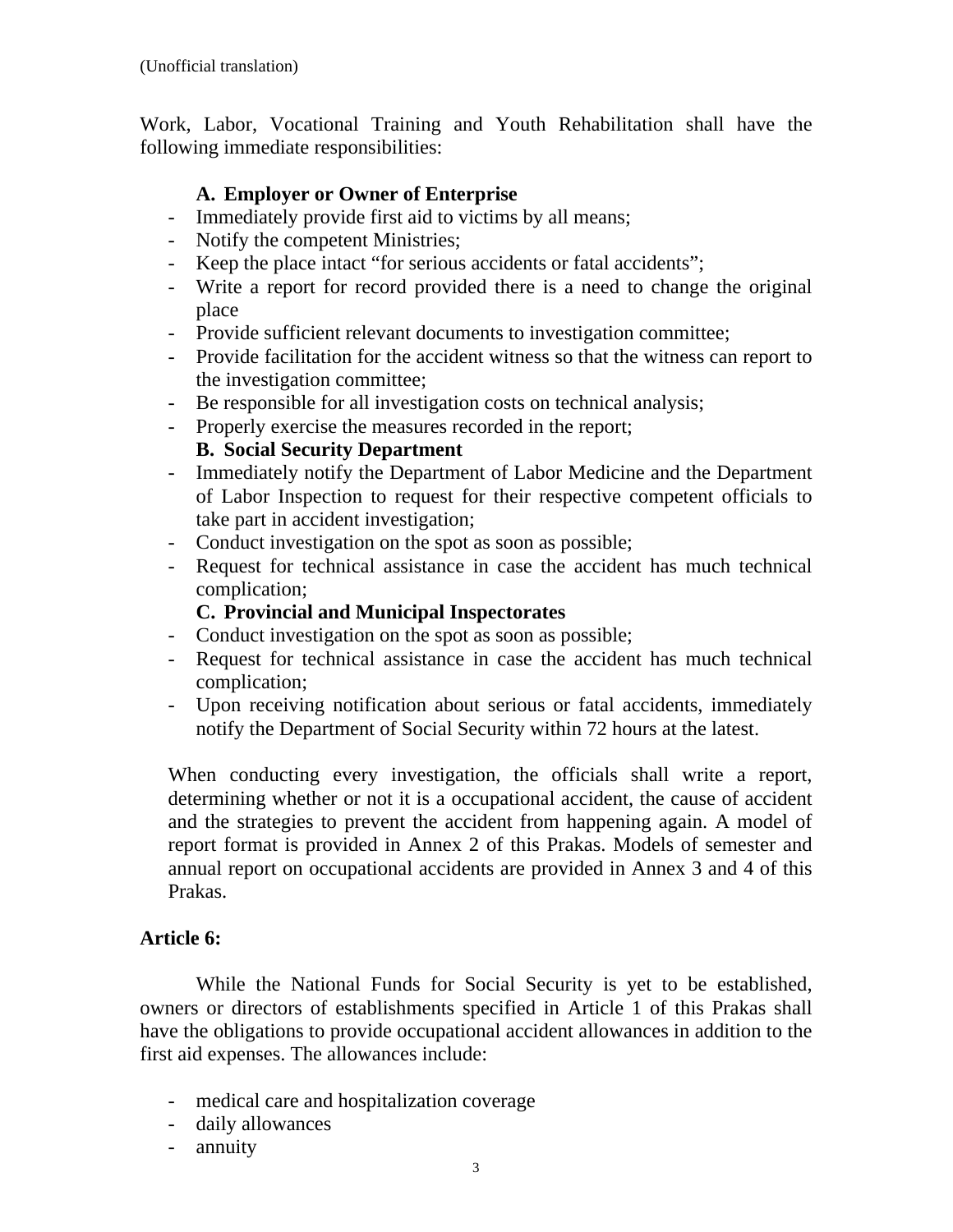Work, Labor, Vocational Training and Youth Rehabilitation shall have the following immediate responsibilities:

**A. Employer or Owner of Enterprise**

- Immediately provide first aid to victims by all means;
- Notify the competent Ministries;
- Keep the place intact "for serious accidents or fatal accidents";
- Write a report for record provided there is a need to change the original place
- Provide sufficient relevant documents to investigation committee;
- Provide facilitation for the accident witness so that the witness can report to the investigation committee;
- Be responsible for all investigation costs on technical analysis;
- Properly exercise the measures recorded in the report;

**B. Social Security Department**

- Immediately notify the Department of Labor Medicine and the Department of Labor Inspection to request for their respective competent officials to take part in accident investigation;
- Conduct investigation on the spot as soon as possible;
- Request for technical assistance in case the accident has much technical complication;

**C. Provincial and Municipal Inspectorates**

- Conduct investigation on the spot as soon as possible;
- Request for technical assistance in case the accident has much technical complication;
- Upon receiving notification about serious or fatal accidents, immediately notify the Department of Social Security within 72 hours at the latest.

When conducting every investigation, the officials shall write a report, determining whether or not it is a occupational accident, the cause of accident and the strategies to prevent the accident from happening again. A model of report format is provided in Annex 2 of this Prakas. Models of semester and annual report on occupational accidents are provided in Annex 3 and 4 of this Prakas.

## Article 6:

While the National Funds for Social Security is yet to be established, owners or directors of establishments specified in Article 1 of this Prakas shall have the obligations to provide occupational accident allowances in addition to the first aid expenses. The allowances include:

- medical care and hospitalization coverage
- daily allowances
- annuity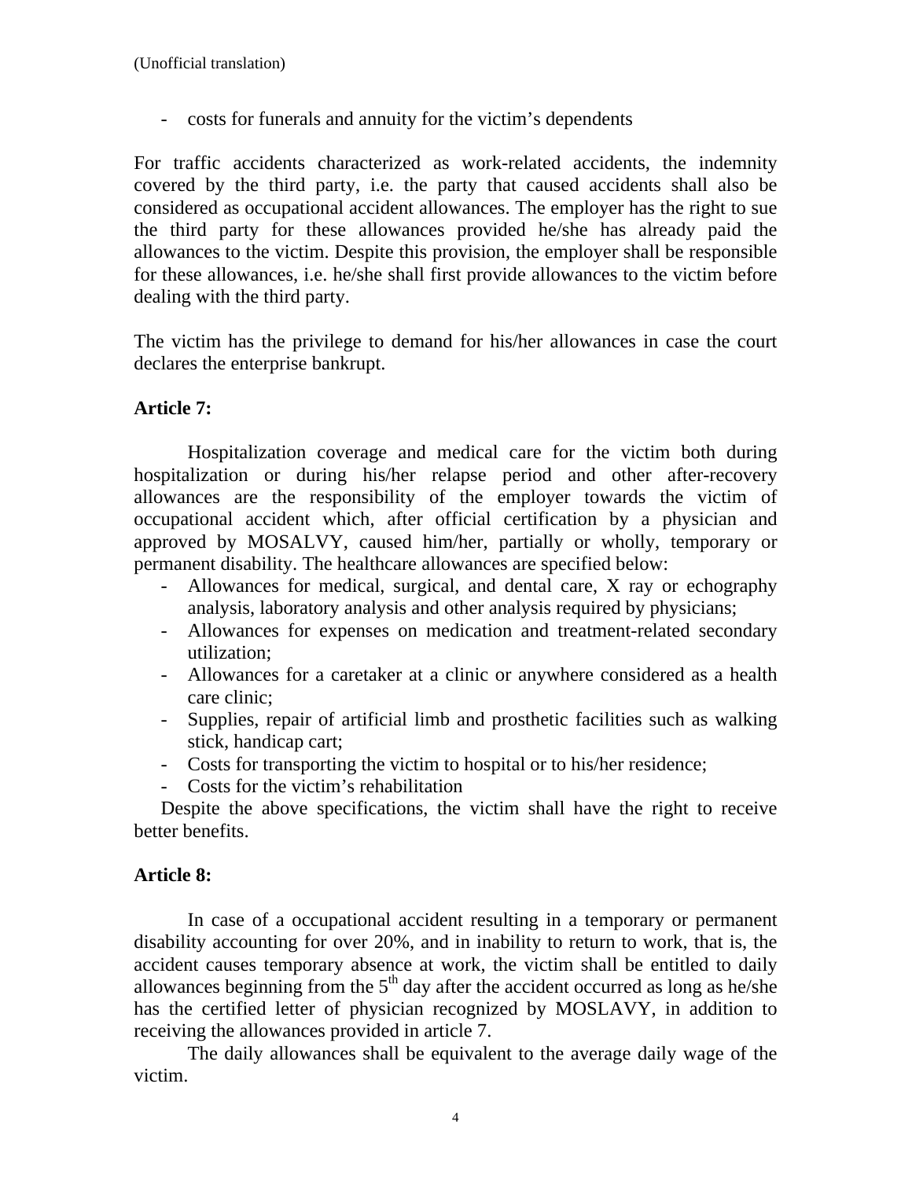- costs for funerals and annuity for the victim's dependents

For traffic accidents characterized as work-related accidents, the indemnity covered by the third party, i.e. the party that caused accidents shall also be considered as occupational accident allowances. The employer has the right to sue the third party for these allowances provided he/she has already paid the allowances to the victim. Despite this provision, the employer shall be responsible for these allowances, i.e. he/she shall first provide allowances to the victim before dealing with the third party.

The victim has the privilege to demand for his/her allowances in case the court declares the enterprise bankrupt.

**Article 7:**

Hospitalization coverage and medical care for the victim both during hospitalization or during his/her relapse period and other after-recovery allowances are the responsibility of the employer towards the victim of occupational accident which, after official certification by a physician and approved by MOSALVY, caused him/her, partially or wholly, temporary or permanent disability. The healthcare allowances are specified below:

- Allowances for medical, surgical, and dental care, X ray or echography analysis, laboratory analysis and other analysis required by physicians;
- Allowances for expenses on medication and treatment-related secondary utilization;
- Allowances for a caretaker at a clinic or anywhere considered as a health care clinic;
- Supplies, repair of artificial limb and prosthetic facilities such as walking stick, handicap cart;
- Costs for transporting the victim to hospital or to his/her residence;
- Costs for the victim's rehabilitation

Despite the above specifications, the victim shall have the right to receive better benefits.

**Article 8:**

In case of a occupational accident resulting in a temporary or permanent disability accounting for over 20%, and in inability to return to work, that is, the accident causes temporary absence at work, the victim shall be entitled to daily allowances beginning from the 5th day after the accident occurred as long as he/she has the certified letter of physician recognized by MOSLAVY, in addition to receiving the allowances provided in article 7.

The daily allowances shall be equivalent to the average daily wage of the victim.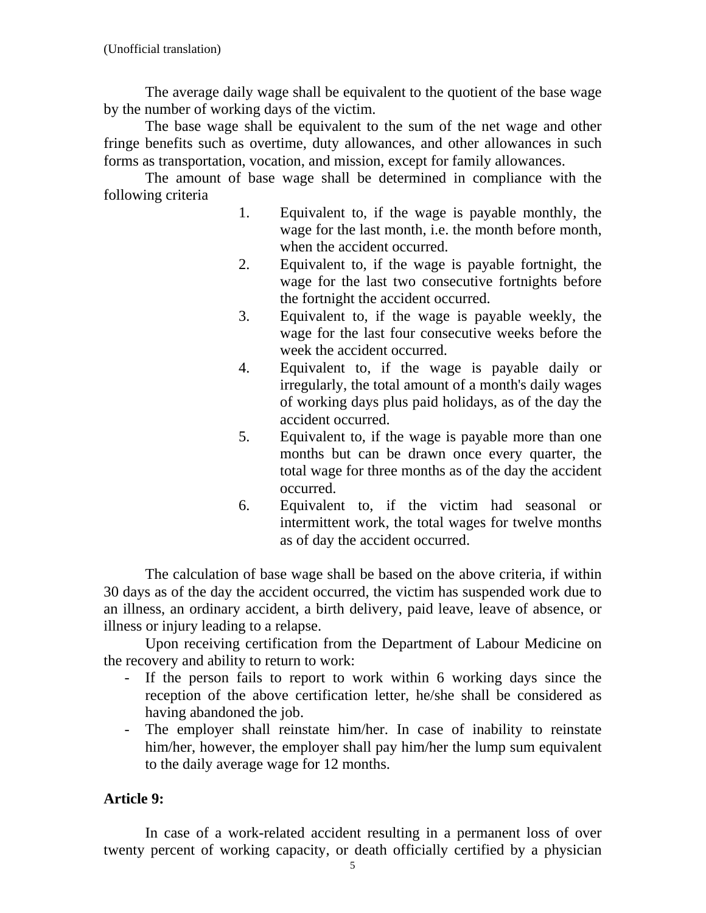The average daily wage shall be equivalent to the quotient of the base wage by the number of working days of the victim.

The base wage shall be equivalent to the sum of the net wage and other fringe benefits such as overtime, duty allowances, and other allowances in such forms as transportation, vocation, and mission, except for family allowances.

The amount of base wage shall be determined in compliance with the following criteria

1. Equivalent to, if the wage is payable monthly, the wage for the last month, i.e. the month before month, when the accident occurred.
2. Equivalent to, if the wage is payable fortnight, the wage for the last two consecutive fortnights before the fortnight the accident occurred.
3. Equivalent to, if the wage is payable weekly, the wage for the last four consecutive weeks before the week the accident occurred.
4. Equivalent to, if the wage is payable daily or irregularly, the total amount of a month's daily wages of working days plus paid holidays, as of the day the accident occurred.
5. Equivalent to, if the wage is payable more than one months but can be drawn once every quarter, the total wage for three months as of the day the accident occurred.
6. Equivalent to, if the victim had seasonal or intermittent work, the total wages for twelve months as of day the accident occurred.

The calculation of base wage shall be based on the above criteria, if within 30 days as of the day the accident occurred, the victim has suspended work due to an illness, an ordinary accident, a birth delivery, paid leave, leave of absence, or illness or injury leading to a relapse.

Upon receiving certification from the Department of Labour Medicine on the recovery and ability to return to work:

- If the person fails to report to work within 6 working days since the reception of the above certification letter, he/she shall be considered as having abandoned the job.
- The employer shall reinstate him/her. In case of inability to reinstate him/her, however, the employer shall pay him/her the lump sum equivalent to the daily average wage for 12 months.

**Article 9:**

In case of a work-related accident resulting in a permanent loss of over twenty percent of working capacity, or death officially certified by a physician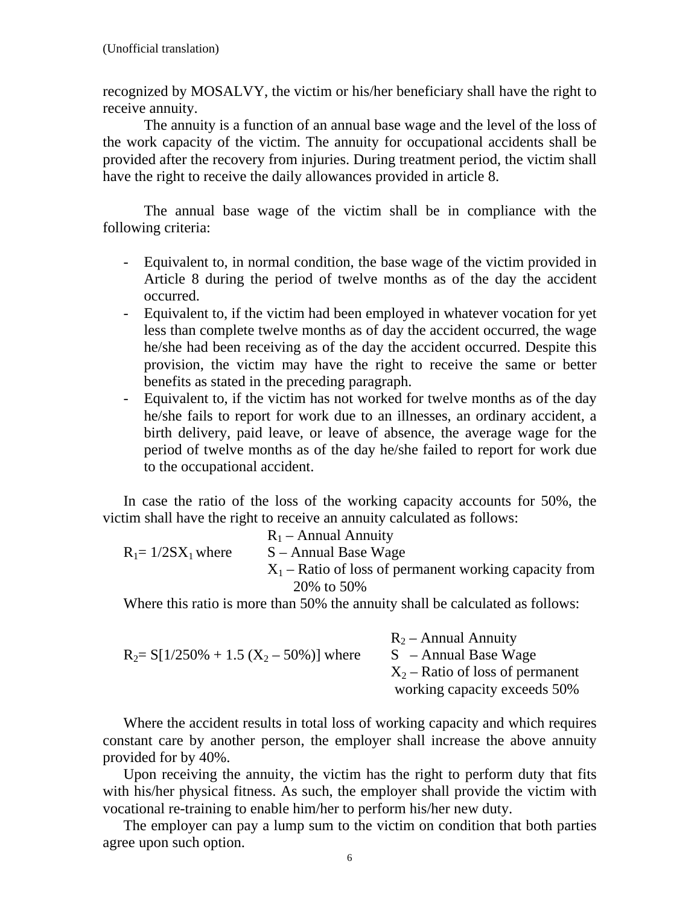recognized by MOSALVY, the victim or his/her beneficiary shall have the right to receive annuity.

The annuity is a function of an annual base wage and the level of the loss of the work capacity of the victim. The annuity for occupational accidents shall be provided after the recovery from injuries. During treatment period, the victim shall have the right to receive the daily allowances provided in article 8.

The annual base wage of the victim shall be in compliance with the following criteria:

- Equivalent to, in normal condition, the base wage of the victim provided in Article 8 during the period of twelve months as of the day the accident occurred.
- Equivalent to, if the victim had been employed in whatever vocation for yet less than complete twelve months as of day the accident occurred, the wage he/she had been receiving as of the day the accident occurred. Despite this provision, the victim may have the right to receive the same or better benefits as stated in the preceding paragraph.
- Equivalent to, if the victim has not worked for twelve months as of the day he/she fails to report for work due to an illnesses, an ordinary accident, a birth delivery, paid leave, or leave of absence, the average wage for the period of twelve months as of the day he/she failed to report for work due to the occupational accident.

In case the ratio of the loss of the working capacity accounts for 50%, the victim shall have the right to receive an annuity calculated as follows:

$R_1 = 1/2SX_1$ where
- $R_1$ – Annual Annuity
- S – Annual Base Wage
- $X_1$ – Ratio of loss of permanent working capacity from 20% to 50%

Where this ratio is more than 50% the annuity shall be calculated as follows:

$R_2 = S[1/250\% + 1.5 (X_2 – 50\%)]$ where
- $R_2$ – Annual Annuity
- S – Annual Base Wage
- $X_2$ – Ratio of loss of permanent working capacity exceeds 50%

Where the accident results in total loss of working capacity and which requires constant care by another person, the employer shall increase the above annuity provided for by 40%.

Upon receiving the annuity, the victim has the right to perform duty that fits with his/her physical fitness. As such, the employer shall provide the victim with vocational re-training to enable him/her to perform his/her new duty.

The employer can pay a lump sum to the victim on condition that both parties agree upon such option.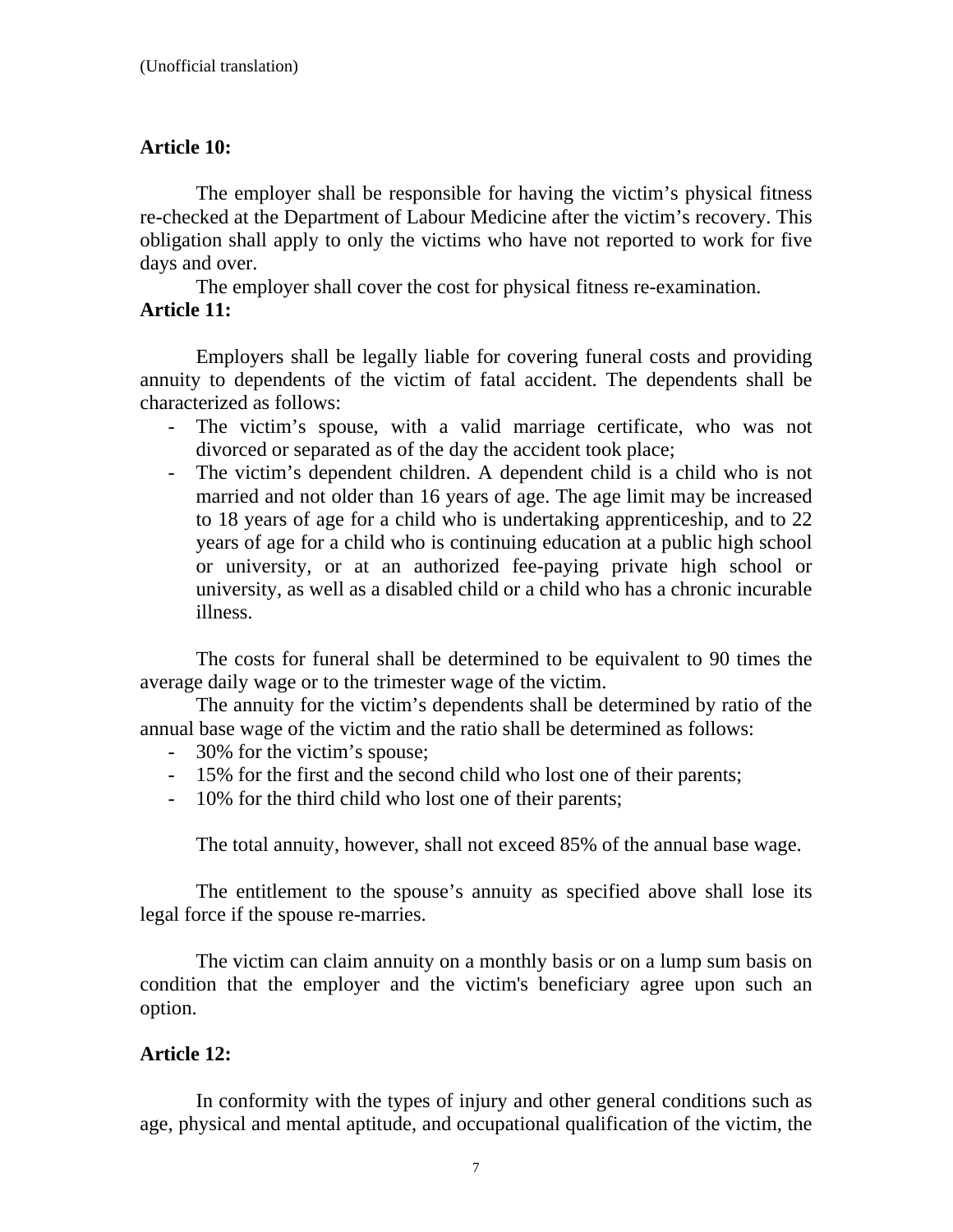(Unofficial translation)

**Article 10:**

The employer shall be responsible for having the victim's physical fitness re-checked at the Department of Labour Medicine after the victim's recovery. This obligation shall apply to only the victims who have not reported to work for five days and over.

The employer shall cover the cost for physical fitness re-examination.

**Article 11:**

Employers shall be legally liable for covering funeral costs and providing annuity to dependents of the victim of fatal accident. The dependents shall be characterized as follows:

- The victim's spouse, with a valid marriage certificate, who was not divorced or separated as of the day the accident took place;
- The victim's dependent children. A dependent child is a child who is not married and not older than 16 years of age. The age limit may be increased to 18 years of age for a child who is undertaking apprenticeship, and to 22 years of age for a child who is continuing education at a public high school or university, or at an authorized fee-paying private high school or university, as well as a disabled child or a child who has a chronic incurable illness.

The costs for funeral shall be determined to be equivalent to 90 times the average daily wage or to the trimester wage of the victim.

The annuity for the victim's dependents shall be determined by ratio of the annual base wage of the victim and the ratio shall be determined as follows:

- 30% for the victim's spouse;
- 15% for the first and the second child who lost one of their parents;
- 10% for the third child who lost one of their parents;

The total annuity, however, shall not exceed 85% of the annual base wage.

The entitlement to the spouse's annuity as specified above shall lose its legal force if the spouse re-marries.

The victim can claim annuity on a monthly basis or on a lump sum basis on condition that the employer and the victim's beneficiary agree upon such an option.

**Article 12:**

In conformity with the types of injury and other general conditions such as age, physical and mental aptitude, and occupational qualification of the victim, the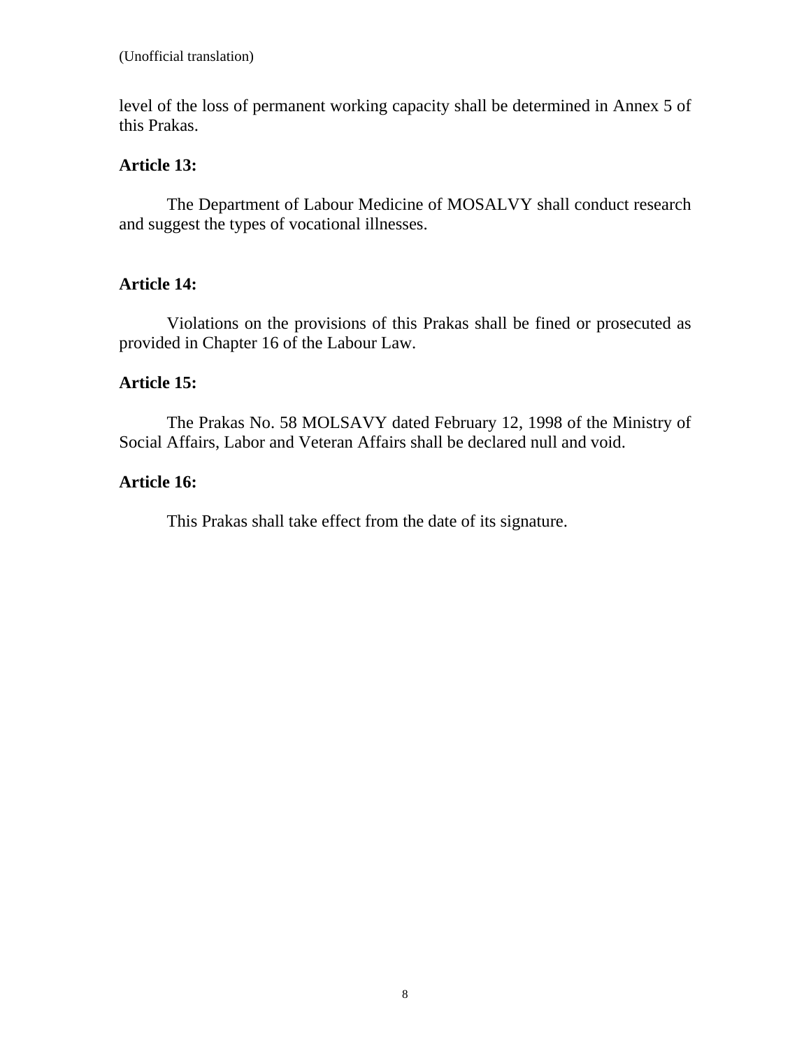level of the loss of permanent working capacity shall be determined in Annex 5 of this Prakas.

**Article 13:**

The Department of Labour Medicine of MOSALVY shall conduct research and suggest the types of vocational illnesses.

**Article 14:**

Violations on the provisions of this Prakas shall be fined or prosecuted as provided in Chapter 16 of the Labour Law.

**Article 15:**

The Prakas No. 58 MOLSAVY dated February 12, 1998 of the Ministry of Social Affairs, Labor and Veteran Affairs shall be declared null and void.

**Article 16:**

This Prakas shall take effect from the date of its signature.